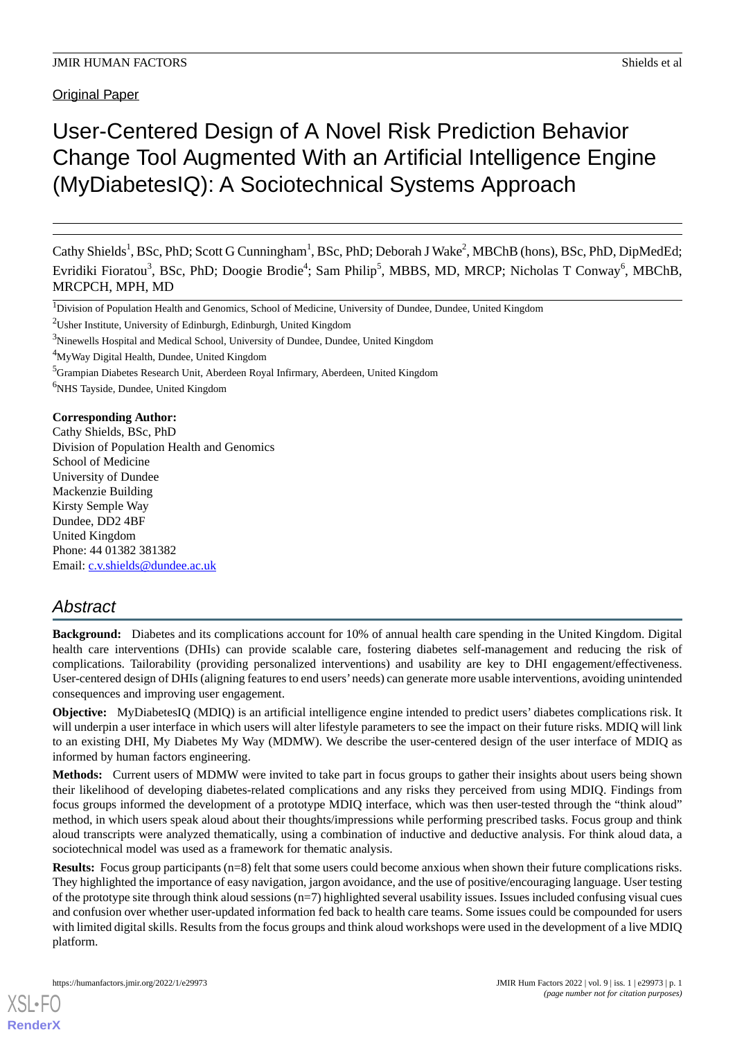Original Paper

# User-Centered Design of A Novel Risk Prediction Behavior Change Tool Augmented With an Artificial Intelligence Engine (MyDiabetesIQ): A Sociotechnical Systems Approach

Cathy Shields[1], BSc, PhD; Scott G Cunningham[1], BSc, PhD; Deborah J Wake[2], MBChB (hons), BSc, PhD, DipMedEd; Evridiki Fioratou[3], BSc, PhD; Doogie Brodie[4]; Sam Philip[5], MBBS, MD, MRCP; Nicholas T Conway[6], MBChB, MRCPCH, MPH, MD

[1]Division of Population Health and Genomics, School of Medicine, University of Dundee, Dundee, United Kingdom

[2]Usher Institute, University of Edinburgh, Edinburgh, United Kingdom

[3]Ninewells Hospital and Medical School, University of Dundee, Dundee, United Kingdom

[4]MyWay Digital Health, Dundee, United Kingdom

[5]Grampian Diabetes Research Unit, Aberdeen Royal Infirmary, Aberdeen, United Kingdom

[6]NHS Tayside, Dundee, United Kingdom

**Corresponding Author:**
Cathy Shields, BSc, PhD
Division of Population Health and Genomics
School of Medicine
University of Dundee
Mackenzie Building
Kirsty Semple Way
Dundee, DD2 4BF
United Kingdom
Phone: 44 01382 381382
Email: c.v.shields@dundee.ac.uk

## *Abstract*

**Background:** Diabetes and its complications account for 10% of annual health care spending in the United Kingdom. Digital health care interventions (DHIs) can provide scalable care, fostering diabetes self-management and reducing the risk of complications. Tailorability (providing personalized interventions) and usability are key to DHI engagement/effectiveness. User-centered design of DHIs (aligning features to end users' needs) can generate more usable interventions, avoiding unintended consequences and improving user engagement.

**Objective:** MyDiabetesIQ (MDIQ) is an artificial intelligence engine intended to predict users' diabetes complications risk. It will underpin a user interface in which users will alter lifestyle parameters to see the impact on their future risks. MDIQ will link to an existing DHI, My Diabetes My Way (MDMW). We describe the user-centered design of the user interface of MDIQ as informed by human factors engineering.

**Methods:** Current users of MDMW were invited to take part in focus groups to gather their insights about users being shown their likelihood of developing diabetes-related complications and any risks they perceived from using MDIQ. Findings from focus groups informed the development of a prototype MDIQ interface, which was then user-tested through the "think aloud" method, in which users speak aloud about their thoughts/impressions while performing prescribed tasks. Focus group and think aloud transcripts were analyzed thematically, using a combination of inductive and deductive analysis. For think aloud data, a sociotechnical model was used as a framework for thematic analysis.

**Results:** Focus group participants (n=8) felt that some users could become anxious when shown their future complications risks. They highlighted the importance of easy navigation, jargon avoidance, and the use of positive/encouraging language. User testing of the prototype site through think aloud sessions (n=7) highlighted several usability issues. Issues included confusing visual cues and confusion over whether user-updated information fed back to health care teams. Some issues could be compounded for users with limited digital skills. Results from the focus groups and think aloud workshops were used in the development of a live MDIQ platform.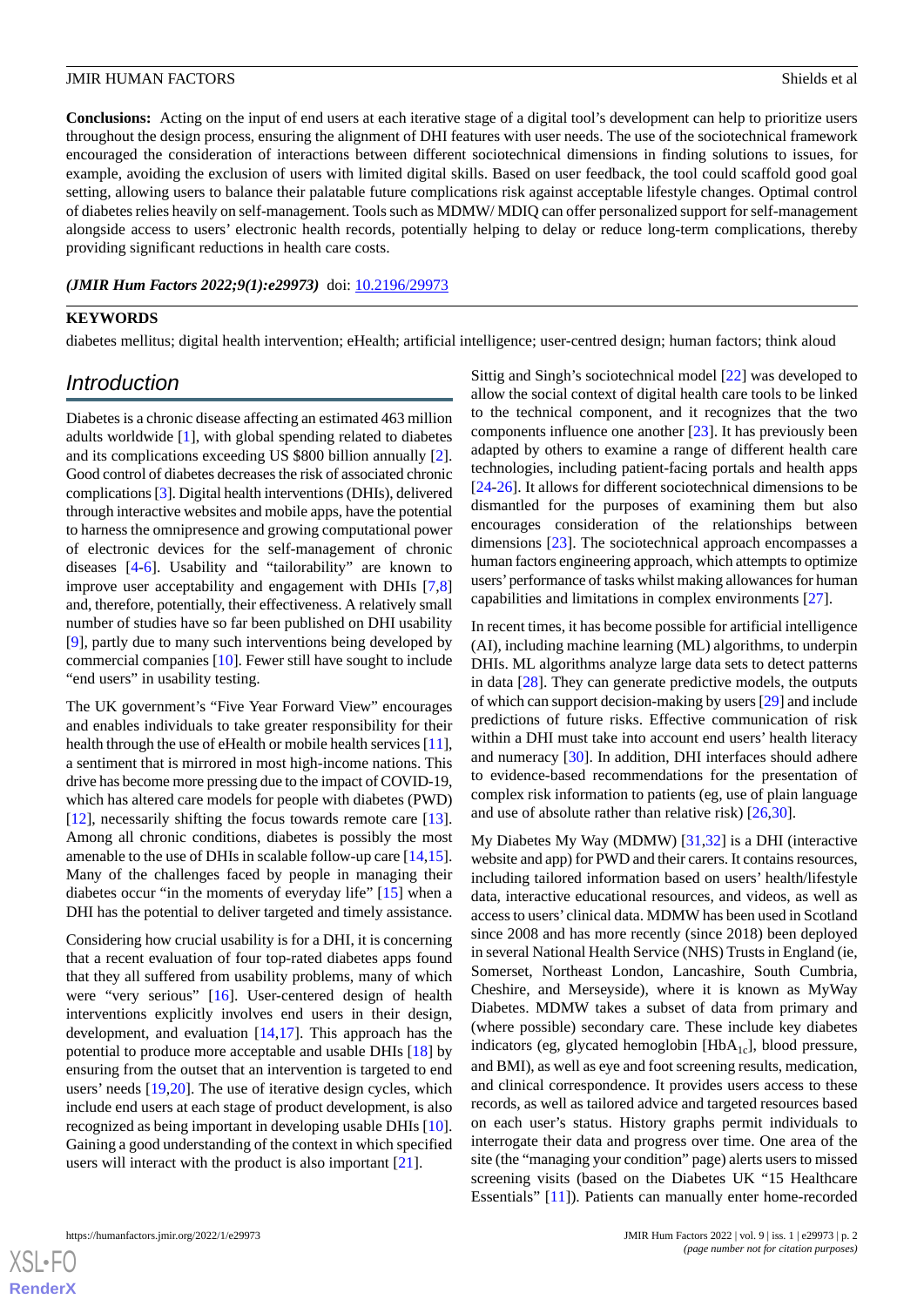**Conclusions:** Acting on the input of end users at each iterative stage of a digital tool's development can help to prioritize users throughout the design process, ensuring the alignment of DHI features with user needs. The use of the sociotechnical framework encouraged the consideration of interactions between different sociotechnical dimensions in finding solutions to issues, for example, avoiding the exclusion of users with limited digital skills. Based on user feedback, the tool could scaffold good goal setting, allowing users to balance their palatable future complications risk against acceptable lifestyle changes. Optimal control of diabetes relies heavily on self-management. Tools such as MDMW/ MDIQ can offer personalized support for self-management alongside access to users' electronic health records, potentially helping to delay or reduce long-term complications, thereby providing significant reductions in health care costs.

***(JMIR Hum Factors 2022;9(1):e29973)*** doi: 10.2196/29973

**KEYWORDS**

diabetes mellitus; digital health intervention; eHealth; artificial intelligence; user-centred design; human factors; think aloud

## Introduction

Diabetes is a chronic disease affecting an estimated 463 million adults worldwide [1], with global spending related to diabetes and its complications exceeding US $800 billion annually [2]. Good control of diabetes decreases the risk of associated chronic complications [3]. Digital health interventions (DHIs), delivered through interactive websites and mobile apps, have the potential to harness the omnipresence and growing computational power of electronic devices for the self-management of chronic diseases [4-6]. Usability and "tailorability" are known to improve user acceptability and engagement with DHIs [7,8] and, therefore, potentially, their effectiveness. A relatively small number of studies have so far been published on DHI usability [9], partly due to many such interventions being developed by commercial companies [10]. Fewer still have sought to include "end users" in usability testing.

The UK government's "Five Year Forward View" encourages and enables individuals to take greater responsibility for their health through the use of eHealth or mobile health services [11], a sentiment that is mirrored in most high-income nations. This drive has become more pressing due to the impact of COVID-19, which has altered care models for people with diabetes (PWD) [12], necessarily shifting the focus towards remote care [13]. Among all chronic conditions, diabetes is possibly the most amenable to the use of DHIs in scalable follow-up care [14,15]. Many of the challenges faced by people in managing their diabetes occur "in the moments of everyday life" [15] when a DHI has the potential to deliver targeted and timely assistance.

Considering how crucial usability is for a DHI, it is concerning that a recent evaluation of four top-rated diabetes apps found that they all suffered from usability problems, many of which were "very serious" [16]. User-centered design of health interventions explicitly involves end users in their design, development, and evaluation [14,17]. This approach has the potential to produce more acceptable and usable DHIs [18] by ensuring from the outset that an intervention is targeted to end users' needs [19,20]. The use of iterative design cycles, which include end users at each stage of product development, is also recognized as being important in developing usable DHIs [10]. Gaining a good understanding of the context in which specified users will interact with the product is also important [21].

Sittig and Singh's sociotechnical model [22] was developed to allow the social context of digital health care tools to be linked to the technical component, and it recognizes that the two components influence one another [23]. It has previously been adapted by others to examine a range of different health care technologies, including patient-facing portals and health apps [24-26]. It allows for different sociotechnical dimensions to be dismantled for the purposes of examining them but also encourages consideration of the relationships between dimensions [23]. The sociotechnical approach encompasses a human factors engineering approach, which attempts to optimize users' performance of tasks whilst making allowances for human capabilities and limitations in complex environments [27].

In recent times, it has become possible for artificial intelligence (AI), including machine learning (ML) algorithms, to underpin DHIs. ML algorithms analyze large data sets to detect patterns in data [28]. They can generate predictive models, the outputs of which can support decision-making by users [29] and include predictions of future risks. Effective communication of risk within a DHI must take into account end users' health literacy and numeracy [30]. In addition, DHI interfaces should adhere to evidence-based recommendations for the presentation of complex risk information to patients (eg, use of plain language and use of absolute rather than relative risk) [26,30].

My Diabetes My Way (MDMW) [31,32] is a DHI (interactive website and app) for PWD and their carers. It contains resources, including tailored information based on users' health/lifestyle data, interactive educational resources, and videos, as well as access to users' clinical data. MDMW has been used in Scotland since 2008 and has more recently (since 2018) been deployed in several National Health Service (NHS) Trusts in England (ie, Somerset, Northeast London, Lancashire, South Cumbria, Cheshire, and Merseyside), where it is known as MyWay Diabetes. MDMW takes a subset of data from primary and (where possible) secondary care. These include key diabetes indicators (eg, glycated hemoglobin [$HbA_{1c}$], blood pressure, and BMI), as well as eye and foot screening results, medication, and clinical correspondence. It provides users access to these records, as well as tailored advice and targeted resources based on each user's status. History graphs permit individuals to interrogate their data and progress over time. One area of the site (the "managing your condition" page) alerts users to missed screening visits (based on the Diabetes UK "15 Healthcare Essentials" [11]). Patients can manually enter home-recorded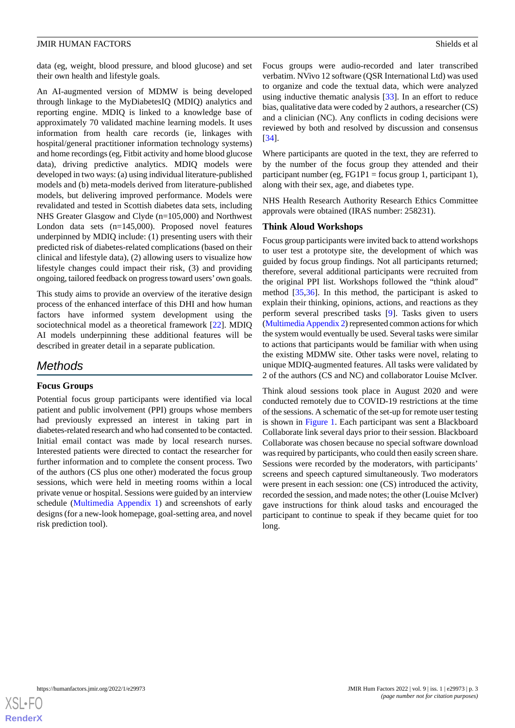data (eg, weight, blood pressure, and blood glucose) and set their own health and lifestyle goals.

An AI-augmented version of MDMW is being developed through linkage to the MyDiabetesIQ (MDIQ) analytics and reporting engine. MDIQ is linked to a knowledge base of approximately 70 validated machine learning models. It uses information from health care records (ie, linkages with hospital/general practitioner information technology systems) and home recordings (eg, Fitbit activity and home blood glucose data), driving predictive analytics. MDIQ models were developed in two ways: (a) using individual literature-published models and (b) meta-models derived from literature-published models, but delivering improved performance. Models were revalidated and tested in Scottish diabetes data sets, including NHS Greater Glasgow and Clyde (n=105,000) and Northwest London data sets (n=145,000). Proposed novel features underpinned by MDIQ include: (1) presenting users with their predicted risk of diabetes-related complications (based on their clinical and lifestyle data), (2) allowing users to visualize how lifestyle changes could impact their risk, (3) and providing ongoing, tailored feedback on progress toward users' own goals.

This study aims to provide an overview of the iterative design process of the enhanced interface of this DHI and how human factors have informed system development using the sociotechnical model as a theoretical framework [22]. MDIQ AI models underpinning these additional features will be described in greater detail in a separate publication.

## Methods

### Focus Groups

Potential focus group participants were identified via local patient and public involvement (PPI) groups whose members had previously expressed an interest in taking part in diabetes-related research and who had consented to be contacted. Initial email contact was made by local research nurses. Interested patients were directed to contact the researcher for further information and to complete the consent process. Two of the authors (CS plus one other) moderated the focus group sessions, which were held in meeting rooms within a local private venue or hospital. Sessions were guided by an interview schedule (Multimedia Appendix 1) and screenshots of early designs (for a new-look homepage, goal-setting area, and novel risk prediction tool).

Focus groups were audio-recorded and later transcribed verbatim. NVivo 12 software (QSR International Ltd) was used to organize and code the textual data, which were analyzed using inductive thematic analysis [33]. In an effort to reduce bias, qualitative data were coded by 2 authors, a researcher (CS) and a clinician (NC). Any conflicts in coding decisions were reviewed by both and resolved by discussion and consensus [34].

Where participants are quoted in the text, they are referred to by the number of the focus group they attended and their participant number (eg, FG1P1 = focus group 1, participant 1), along with their sex, age, and diabetes type.

NHS Health Research Authority Research Ethics Committee approvals were obtained (IRAS number: 258231).

### Think Aloud Workshops

Focus group participants were invited back to attend workshops to user test a prototype site, the development of which was guided by focus group findings. Not all participants returned; therefore, several additional participants were recruited from the original PPI list. Workshops followed the "think aloud" method [35,36]. In this method, the participant is asked to explain their thinking, opinions, actions, and reactions as they perform several prescribed tasks [9]. Tasks given to users (Multimedia Appendix 2) represented common actions for which the system would eventually be used. Several tasks were similar to actions that participants would be familiar with when using the existing MDMW site. Other tasks were novel, relating to unique MDIQ-augmented features. All tasks were validated by 2 of the authors (CS and NC) and collaborator Louise McIver.

Think aloud sessions took place in August 2020 and were conducted remotely due to COVID-19 restrictions at the time of the sessions. A schematic of the set-up for remote user testing is shown in Figure 1. Each participant was sent a Blackboard Collaborate link several days prior to their session. Blackboard Collaborate was chosen because no special software download was required by participants, who could then easily screen share. Sessions were recorded by the moderators, with participants' screens and speech captured simultaneously. Two moderators were present in each session: one (CS) introduced the activity, recorded the session, and made notes; the other (Louise McIver) gave instructions for think aloud tasks and encouraged the participant to continue to speak if they became quiet for too long.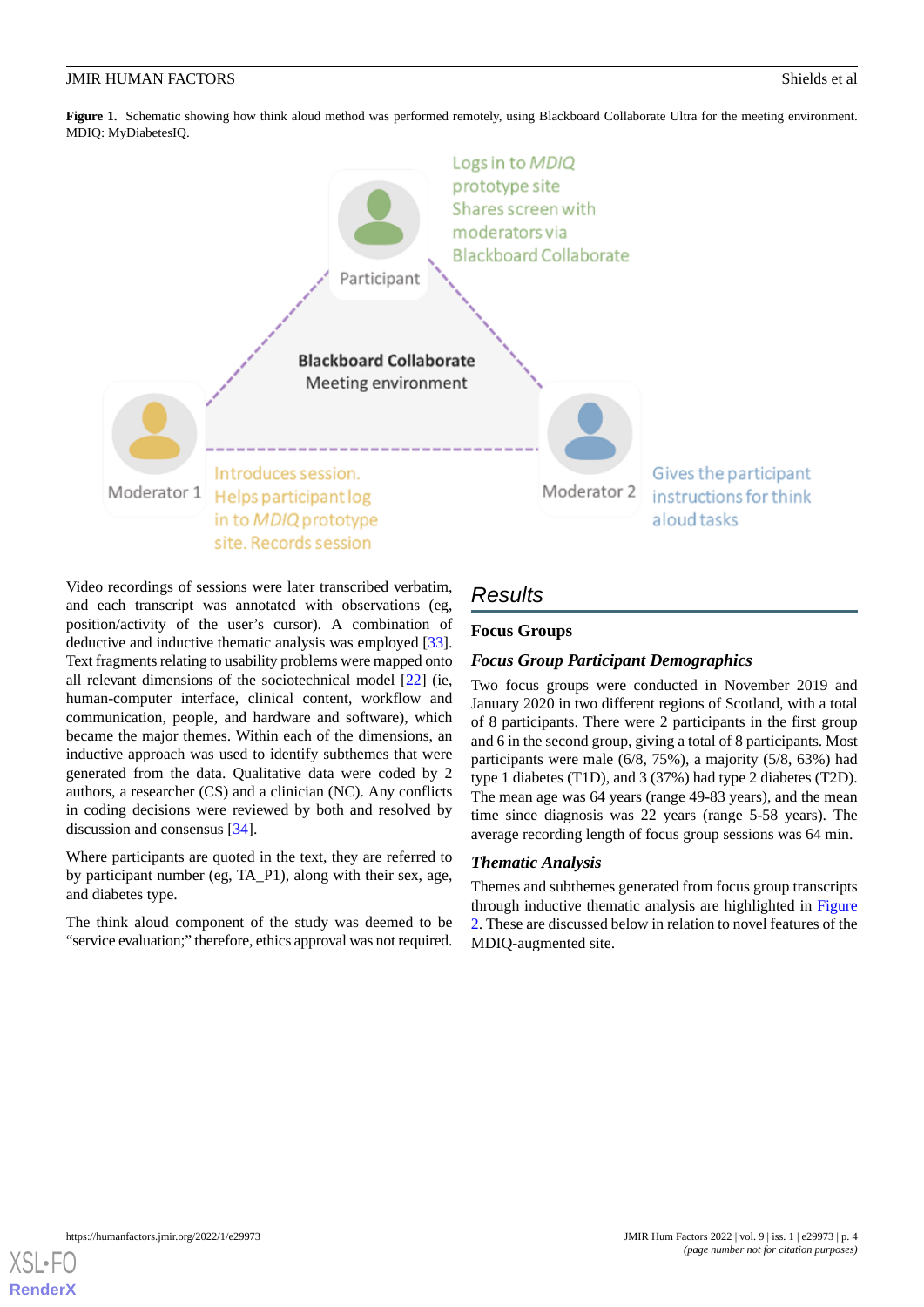**Figure 1.** Schematic showing how think aloud method was performed remotely, using Blackboard Collaborate Ultra for the meeting environment. MDIQ: MyDiabetesIQ.

Video recordings of sessions were later transcribed verbatim, and each transcript was annotated with observations (eg, position/activity of the user's cursor). A combination of deductive and inductive thematic analysis was employed [33]. Text fragments relating to usability problems were mapped onto all relevant dimensions of the sociotechnical model [22] (ie, human-computer interface, clinical content, workflow and communication, people, and hardware and software), which became the major themes. Within each of the dimensions, an inductive approach was used to identify subthemes that were generated from the data. Qualitative data were coded by 2 authors, a researcher (CS) and a clinician (NC). Any conflicts in coding decisions were reviewed by both and resolved by discussion and consensus [34].

Where participants are quoted in the text, they are referred to by participant number (eg, TA_P1), along with their sex, age, and diabetes type.

The think aloud component of the study was deemed to be "service evaluation;" therefore, ethics approval was not required.

## Results

### Focus Groups

#### Focus Group Participant Demographics

Two focus groups were conducted in November 2019 and January 2020 in two different regions of Scotland, with a total of 8 participants. There were 2 participants in the first group and 6 in the second group, giving a total of 8 participants. Most participants were male (6/8, 75%), a majority (5/8, 63%) had type 1 diabetes (T1D), and 3 (37%) had type 2 diabetes (T2D). The mean age was 64 years (range 49-83 years), and the mean time since diagnosis was 22 years (range 5-58 years). The average recording length of focus group sessions was 64 min.

#### Thematic Analysis

Themes and subthemes generated from focus group transcripts through inductive thematic analysis are highlighted in Figure 2. These are discussed below in relation to novel features of the MDIQ-augmented site.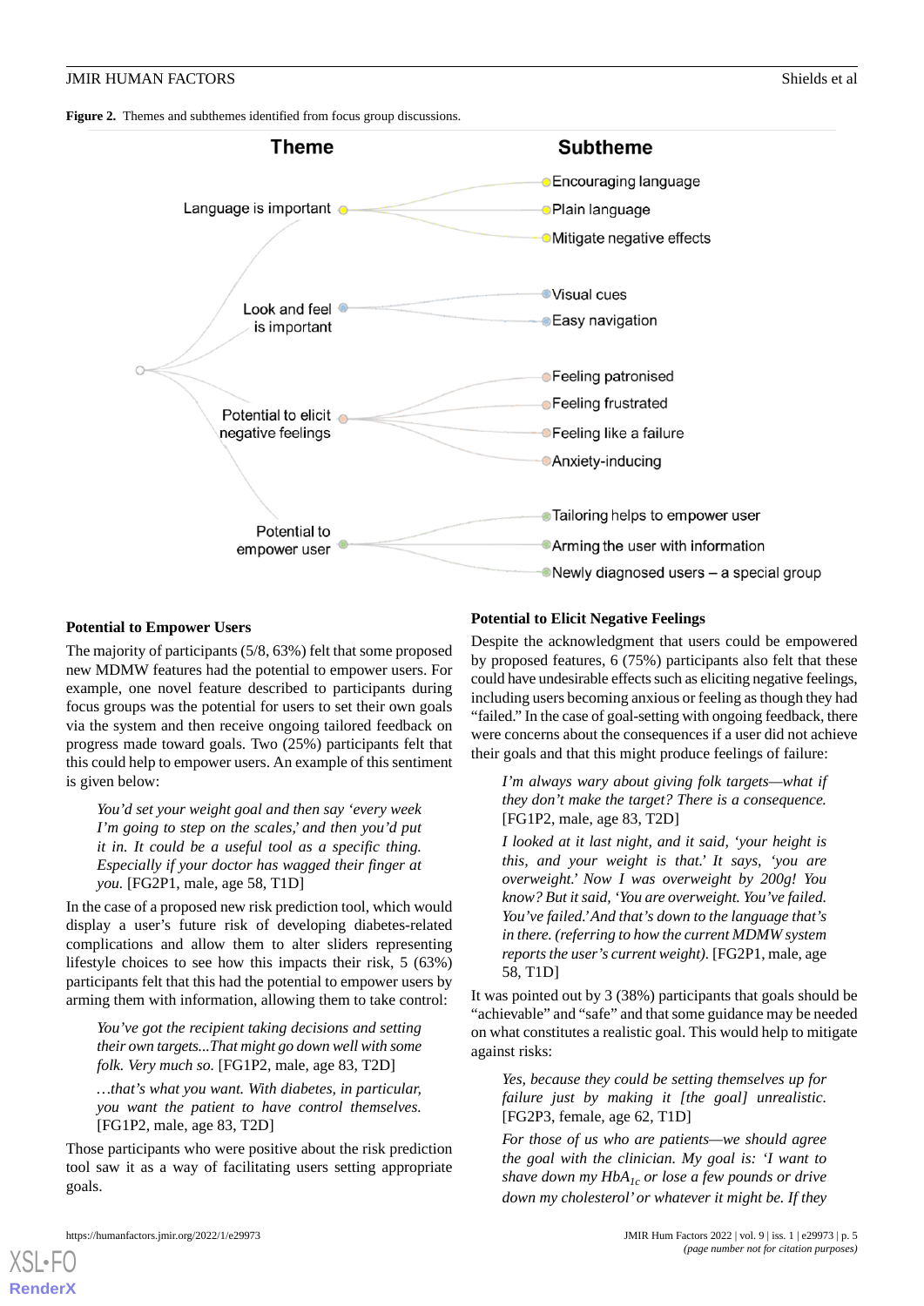**Figure 2.** Themes and subthemes identified from focus group discussions.

| Theme | Subtheme |
| --- | --- |
| Language is important | Encouraging language |
| | Plain language |
| | Mitigate negative effects |
| Look and feel is important | Visual cues |
| | Easy navigation |
| Potential to elicit negative feelings | Feeling patronised |
| | Feeling frustrated |
| | Feeling like a failure |
| | Anxiety-inducing |
| Potential to empower user | Tailoring helps to empower user |
| | Arming the user with information |
| | Newly diagnosed users – a special group |

### Potential to Empower Users

The majority of participants (5/8, 63%) felt that some proposed new MDMW features had the potential to empower users. For example, one novel feature described to participants during focus groups was the potential for users to set their own goals via the system and then receive ongoing tailored feedback on progress made toward goals. Two (25%) participants felt that this could help to empower users. An example of this sentiment is given below:

> *You'd set your weight goal and then say 'every week I'm going to step on the scales,' and then you'd put it in. It could be a useful tool as a specific thing. Especially if your doctor has wagged their finger at you.* [FG2P1, male, age 58, T1D]

In the case of a proposed new risk prediction tool, which would display a user's future risk of developing diabetes-related complications and allow them to alter sliders representing lifestyle choices to see how this impacts their risk, 5 (63%) participants felt that this had the potential to empower users by arming them with information, allowing them to take control:

> *You've got the recipient taking decisions and setting their own targets...That might go down well with some folk. Very much so.* [FG1P2, male, age 83, T2D]

> *...that's what you want. With diabetes, in particular, you want the patient to have control themselves.* [FG1P2, male, age 83, T2D]

Those participants who were positive about the risk prediction tool saw it as a way of facilitating users setting appropriate goals.

### Potential to Elicit Negative Feelings

Despite the acknowledgment that users could be empowered by proposed features, 6 (75%) participants also felt that these could have undesirable effects such as eliciting negative feelings, including users becoming anxious or feeling as though they had "failed." In the case of goal-setting with ongoing feedback, there were concerns about the consequences if a user did not achieve their goals and that this might produce feelings of failure:

> *I'm always wary about giving folk targets—what if they don't make the target? There is a consequence.* [FG1P2, male, age 83, T2D]

> *I looked at it last night, and it said, 'your height is this, and your weight is that.' It says, 'you are overweight.' Now I was overweight by 200g! You know? But it said, 'You are overweight. You've failed. You've failed.' And that's down to the language that's in there. (referring to how the current MDMW system reports the user's current weight).* [FG2P1, male, age 58, T1D]

It was pointed out by 3 (38%) participants that goals should be "achievable" and "safe" and that some guidance may be needed on what constitutes a realistic goal. This would help to mitigate against risks:

> *Yes, because they could be setting themselves up for failure just by making it [the goal] unrealistic.* [FG2P3, female, age 62, T1D]

> *For those of us who are patients—we should agree the goal with the clinician. My goal is: 'I want to shave down my $HbA_{1c}$ or lose a few pounds or drive down my cholesterol' or whatever it might be. If they*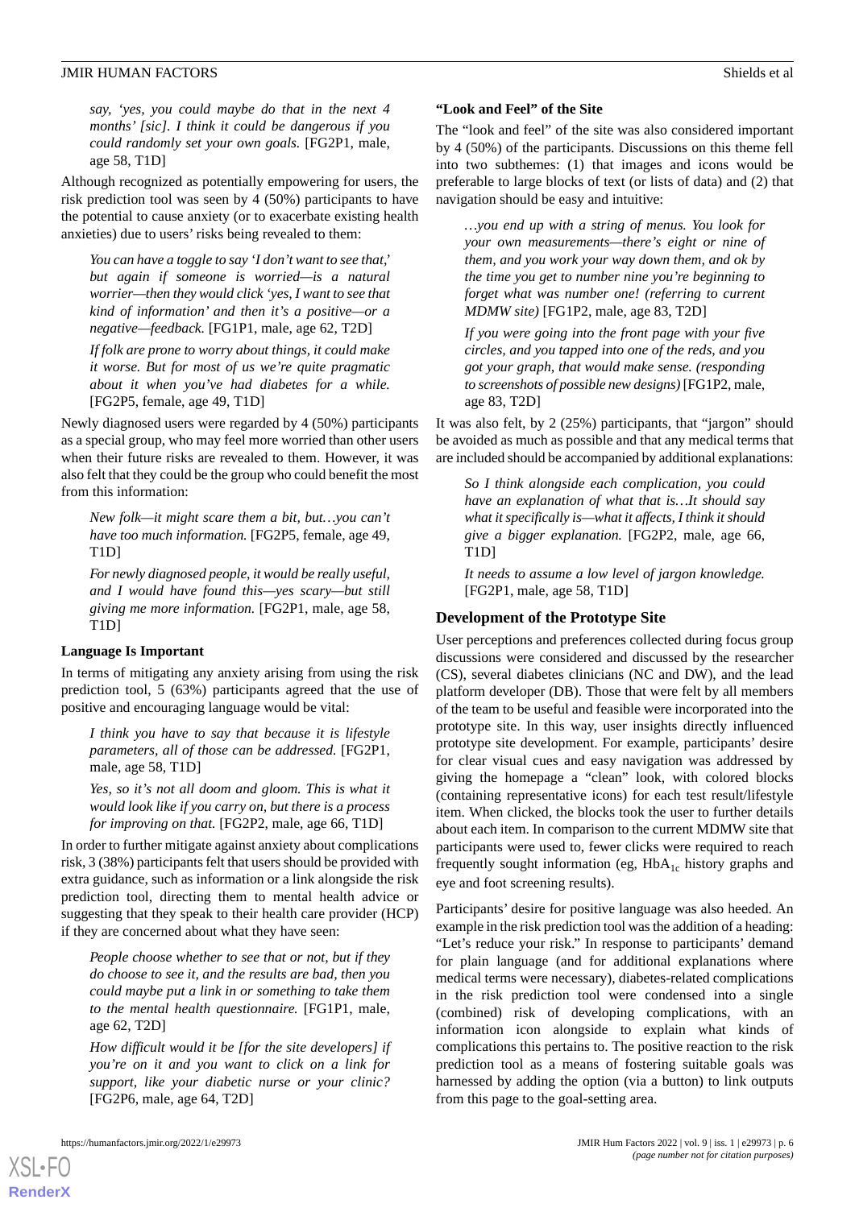*say, 'yes, you could maybe do that in the next 4 months' [sic]. I think it could be dangerous if you could randomly set your own goals.* [FG2P1, male, age 58, T1D]

Although recognized as potentially empowering for users, the risk prediction tool was seen by 4 (50%) participants to have the potential to cause anxiety (or to exacerbate existing health anxieties) due to users' risks being revealed to them:

> *You can have a toggle to say 'I don't want to see that,' but again if someone is worried—is a natural worrier—then they would click 'yes, I want to see that kind of information' and then it's a positive—or a negative—feedback.* [FG1P1, male, age 62, T2D]

> *If folk are prone to worry about things, it could make it worse. But for most of us we're quite pragmatic about it when you've had diabetes for a while.* [FG2P5, female, age 49, T1D]

Newly diagnosed users were regarded by 4 (50%) participants as a special group, who may feel more worried than other users when their future risks are revealed to them. However, it was also felt that they could be the group who could benefit the most from this information:

> *New folk—it might scare them a bit, but…you can't have too much information.* [FG2P5, female, age 49, T1D]

> *For newly diagnosed people, it would be really useful, and I would have found this—yes scary—but still giving me more information.* [FG2P1, male, age 58, T1D]

#### Language Is Important

In terms of mitigating any anxiety arising from using the risk prediction tool, 5 (63%) participants agreed that the use of positive and encouraging language would be vital:

> *I think you have to say that because it is lifestyle parameters, all of those can be addressed.* [FG2P1, male, age 58, T1D]

> *Yes, so it's not all doom and gloom. This is what it would look like if you carry on, but there is a process for improving on that.* [FG2P2, male, age 66, T1D]

In order to further mitigate against anxiety about complications risk, 3 (38%) participants felt that users should be provided with extra guidance, such as information or a link alongside the risk prediction tool, directing them to mental health advice or suggesting that they speak to their health care provider (HCP) if they are concerned about what they have seen:

> *People choose whether to see that or not, but if they do choose to see it, and the results are bad, then you could maybe put a link in or something to take them to the mental health questionnaire.* [FG1P1, male, age 62, T2D]

> *How difficult would it be [for the site developers] if you're on it and you want to click on a link for support, like your diabetic nurse or your clinic?* [FG2P6, male, age 64, T2D]

#### "Look and Feel" of the Site

The "look and feel" of the site was also considered important by 4 (50%) of the participants. Discussions on this theme fell into two subthemes: (1) that images and icons would be preferable to large blocks of text (or lists of data) and (2) that navigation should be easy and intuitive:

> *…you end up with a string of menus. You look for your own measurements—there's eight or nine of them, and you work your way down them, and ok by the time you get to number nine you're beginning to forget what was number one! (referring to current MDMW site)* [FG1P2, male, age 83, T2D]

> *If you were going into the front page with your five circles, and you tapped into one of the reds, and you got your graph, that would make sense. (responding to screenshots of possible new designs)* [FG1P2, male, age 83, T2D]

It was also felt, by 2 (25%) participants, that "jargon" should be avoided as much as possible and that any medical terms that are included should be accompanied by additional explanations:

> *So I think alongside each complication, you could have an explanation of what that is…It should say what it specifically is—what it affects, I think it should give a bigger explanation.* [FG2P2, male, age 66, T1D]

> *It needs to assume a low level of jargon knowledge.* [FG2P1, male, age 58, T1D]

### Development of the Prototype Site

User perceptions and preferences collected during focus group discussions were considered and discussed by the researcher (CS), several diabetes clinicians (NC and DW), and the lead platform developer (DB). Those that were felt by all members of the team to be useful and feasible were incorporated into the prototype site. In this way, user insights directly influenced prototype site development. For example, participants' desire for clear visual cues and easy navigation was addressed by giving the homepage a "clean" look, with colored blocks (containing representative icons) for each test result/lifestyle item. When clicked, the blocks took the user to further details about each item. In comparison to the current MDMW site that participants were used to, fewer clicks were required to reach frequently sought information (eg, $HbA_{1c}$ history graphs and eye and foot screening results).

Participants' desire for positive language was also heeded. An example in the risk prediction tool was the addition of a heading: "Let's reduce your risk." In response to participants' demand for plain language (and for additional explanations where medical terms were necessary), diabetes-related complications in the risk prediction tool were condensed into a single (combined) risk of developing complications, with an information icon alongside to explain what kinds of complications this pertains to. The positive reaction to the risk prediction tool as a means of fostering suitable goals was harnessed by adding the option (via a button) to link outputs from this page to the goal-setting area.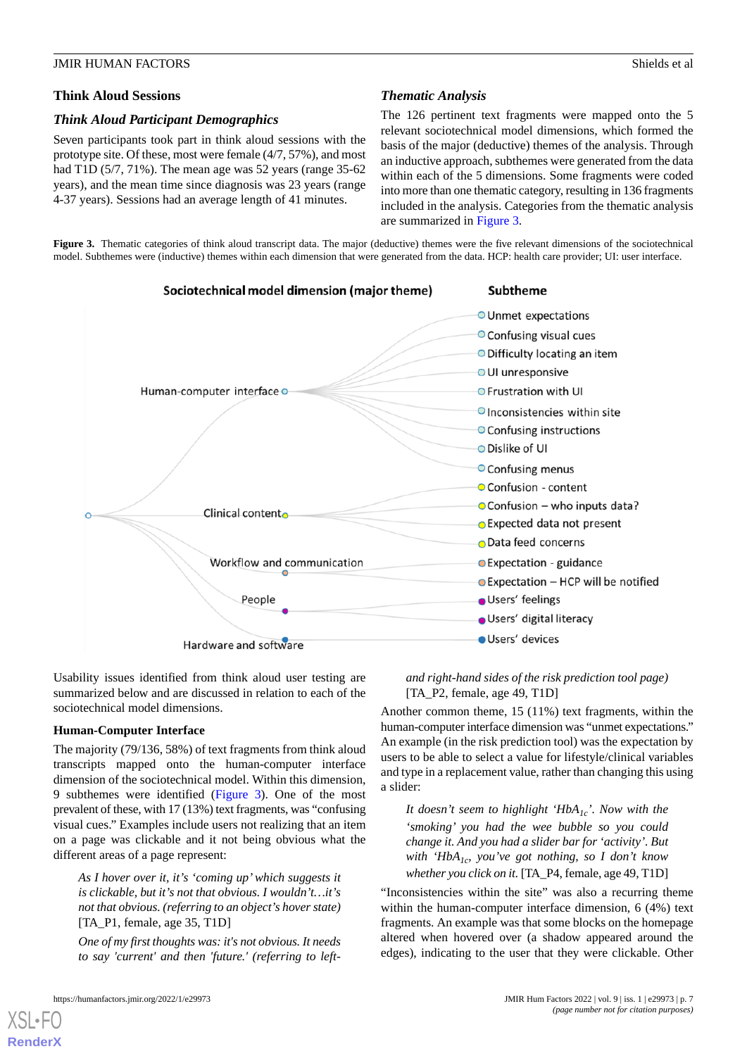## Think Aloud Sessions

### Think Aloud Participant Demographics

Seven participants took part in think aloud sessions with the prototype site. Of these, most were female (4/7, 57%), and most had T1D (5/7, 71%). The mean age was 52 years (range 35-62 years), and the mean time since diagnosis was 23 years (range 4-37 years). Sessions had an average length of 41 minutes.

### Thematic Analysis

The 126 pertinent text fragments were mapped onto the 5 relevant sociotechnical model dimensions, which formed the basis of the major (deductive) themes of the analysis. Through an inductive approach, subthemes were generated from the data within each of the 5 dimensions. Some fragments were coded into more than one thematic category, resulting in 136 fragments included in the analysis. Categories from the thematic analysis are summarized in Figure 3.

**Figure 3.** Thematic categories of think aloud transcript data. The major (deductive) themes were the five relevant dimensions of the sociotechnical model. Subthemes were (inductive) themes within each dimension that were generated from the data. HCP: health care provider; UI: user interface.

| Sociotechnical model dimension (major theme) | Subtheme |
|---|---|
| Human-computer interface | Unmet expectations |
| | Confusing visual cues |
| | Difficulty locating an item |
| | UI unresponsive |
| | Frustration with UI |
| | Inconsistencies within site |
| | Confusing instructions |
| | Dislike of UI |
| | Confusing menus |
| Clinical content | Confusion - content |
| | Confusion – who inputs data? |
| | Expected data not present |
| | Data feed concerns |
| Workflow and communication | Expectation - guidance |
| | Expectation – HCP will be notified |
| People | Users' feelings |
| | Users' digital literacy |
| Hardware and software | Users' devices |

Usability issues identified from think aloud user testing are summarized below and are discussed in relation to each of the sociotechnical model dimensions.

#### Human-Computer Interface

The majority (79/136, 58%) of text fragments from think aloud transcripts mapped onto the human-computer interface dimension of the sociotechnical model. Within this dimension, 9 subthemes were identified (Figure 3). One of the most prevalent of these, with 17 (13%) text fragments, was "confusing visual cues." Examples include users not realizing that an item on a page was clickable and it not being obvious what the different areas of a page represent:

> *As I hover over it, it's 'coming up' which suggests it is clickable, but it's not that obvious. I wouldn't…it's not that obvious. (referring to an object's hover state)* [TA_P1, female, age 35, T1D]

> *One of my first thoughts was: it's not obvious. It needs to say 'current' and then 'future.' (referring to left- and right-hand sides of the risk prediction tool page)* [TA_P2, female, age 49, T1D]

Another common theme, 15 (11%) text fragments, within the human-computer interface dimension was "unmet expectations." An example (in the risk prediction tool) was the expectation by users to be able to select a value for lifestyle/clinical variables and type in a replacement value, rather than changing this using a slider:

> *It doesn't seem to highlight '$HbA_{1c}$'. Now with the 'smoking' you had the wee bubble so you could change it. And you had a slider bar for 'activity'. But with '$HbA_{1c}$', you've got nothing, so I don't know whether you click on it.* [TA_P4, female, age 49, T1D]

"Inconsistencies within the site" was also a recurring theme within the human-computer interface dimension, 6 (4%) text fragments. An example was that some blocks on the homepage altered when hovered over (a shadow appeared around the edges), indicating to the user that they were clickable. Other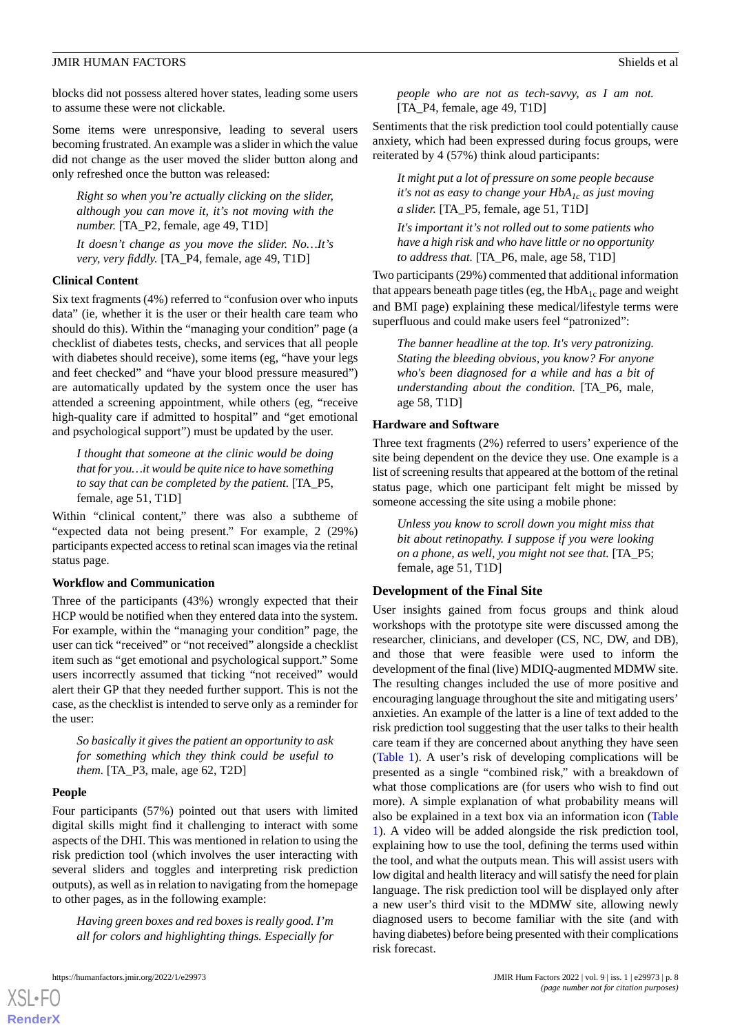blocks did not possess altered hover states, leading some users to assume these were not clickable.

Some items were unresponsive, leading to several users becoming frustrated. An example was a slider in which the value did not change as the user moved the slider button along and only refreshed once the button was released:

> *Right so when you're actually clicking on the slider, although you can move it, it's not moving with the number.* [TA_P2, female, age 49, T1D]

> *It doesn't change as you move the slider. No…It's very, very fiddly.* [TA_P4, female, age 49, T1D]

### Clinical Content

Six text fragments (4%) referred to "confusion over who inputs data" (ie, whether it is the user or their health care team who should do this). Within the "managing your condition" page (a checklist of diabetes tests, checks, and services that all people with diabetes should receive), some items (eg, "have your legs and feet checked" and "have your blood pressure measured") are automatically updated by the system once the user has attended a screening appointment, while others (eg, "receive high-quality care if admitted to hospital" and "get emotional and psychological support") must be updated by the user.

> *I thought that someone at the clinic would be doing that for you…it would be quite nice to have something to say that can be completed by the patient.* [TA_P5, female, age 51, T1D]

Within "clinical content," there was also a subtheme of "expected data not being present." For example, 2 (29%) participants expected access to retinal scan images via the retinal status page.

### Workflow and Communication

Three of the participants (43%) wrongly expected that their HCP would be notified when they entered data into the system. For example, within the "managing your condition" page, the user can tick "received" or "not received" alongside a checklist item such as "get emotional and psychological support." Some users incorrectly assumed that ticking "not received" would alert their GP that they needed further support. This is not the case, as the checklist is intended to serve only as a reminder for the user:

> *So basically it gives the patient an opportunity to ask for something which they think could be useful to them.* [TA_P3, male, age 62, T2D]

### People

Four participants (57%) pointed out that users with limited digital skills might find it challenging to interact with some aspects of the DHI. This was mentioned in relation to using the risk prediction tool (which involves the user interacting with several sliders and toggles and interpreting risk prediction outputs), as well as in relation to navigating from the homepage to other pages, as in the following example:

> *Having green boxes and red boxes is really good. I'm all for colors and highlighting things. Especially for people who are not as tech-savvy, as I am not.* [TA_P4, female, age 49, T1D]

Sentiments that the risk prediction tool could potentially cause anxiety, which had been expressed during focus groups, were reiterated by 4 (57%) think aloud participants:

> *It might put a lot of pressure on some people because it's not as easy to change your $HbA_{1c}$ as just moving a slider.* [TA_P5, female, age 51, T1D]

> *It's important it's not rolled out to some patients who have a high risk and who have little or no opportunity to address that.* [TA_P6, male, age 58, T1D]

Two participants (29%) commented that additional information that appears beneath page titles (eg, the $HbA_{1c}$ page and weight and BMI page) explaining these medical/lifestyle terms were superfluous and could make users feel "patronized":

> *The banner headline at the top. It's very patronizing. Stating the bleeding obvious, you know? For anyone who's been diagnosed for a while and has a bit of understanding about the condition.* [TA_P6, male, age 58, T1D]

### Hardware and Software

Three text fragments (2%) referred to users' experience of the site being dependent on the device they use. One example is a list of screening results that appeared at the bottom of the retinal status page, which one participant felt might be missed by someone accessing the site using a mobile phone:

> *Unless you know to scroll down you might miss that bit about retinopathy. I suppose if you were looking on a phone, as well, you might not see that.* [TA_P5; female, age 51, T1D]

## Development of the Final Site

User insights gained from focus groups and think aloud workshops with the prototype site were discussed among the researcher, clinicians, and developer (CS, NC, DW, and DB), and those that were feasible were used to inform the development of the final (live) MDIQ-augmented MDMW site. The resulting changes included the use of more positive and encouraging language throughout the site and mitigating users' anxieties. An example of the latter is a line of text added to the risk prediction tool suggesting that the user talks to their health care team if they are concerned about anything they have seen (Table 1). A user's risk of developing complications will be presented as a single "combined risk," with a breakdown of what those complications are (for users who wish to find out more). A simple explanation of what probability means will also be explained in a text box via an information icon (Table 1). A video will be added alongside the risk prediction tool, explaining how to use the tool, defining the terms used within the tool, and what the outputs mean. This will assist users with low digital and health literacy and will satisfy the need for plain language. The risk prediction tool will be displayed only after a new user's third visit to the MDMW site, allowing newly diagnosed users to become familiar with the site (and with having diabetes) before being presented with their complications risk forecast.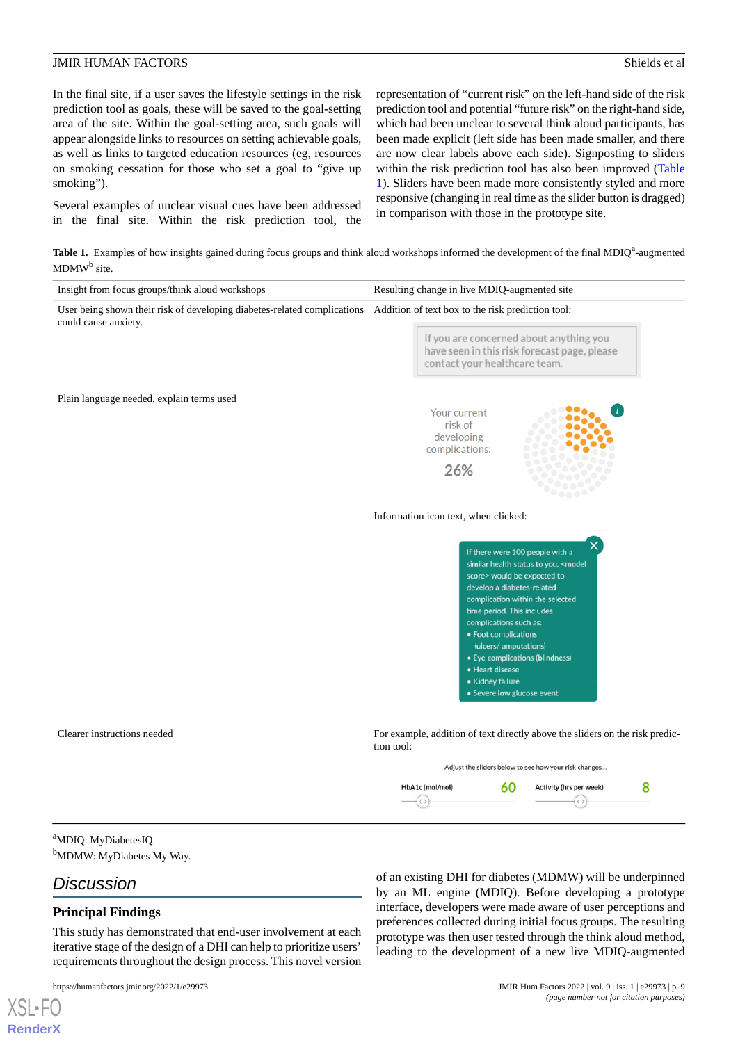In the final site, if a user saves the lifestyle settings in the risk prediction tool as goals, these will be saved to the goal-setting area of the site. Within the goal-setting area, such goals will appear alongside links to resources on setting achievable goals, as well as links to targeted education resources (eg, resources on smoking cessation for those who set a goal to "give up smoking").

Several examples of unclear visual cues have been addressed in the final site. Within the risk prediction tool, the representation of "current risk" on the left-hand side of the risk prediction tool and potential "future risk" on the right-hand side, which had been unclear to several think aloud participants, has been made explicit (left side has been made smaller, and there are now clear labels above each side). Signposting to sliders within the risk prediction tool has also been improved (Table 1). Sliders have been made more consistently styled and more responsive (changing in real time as the slider button is dragged) in comparison with those in the prototype site.

**Table 1.** Examples of how insights gained during focus groups and think aloud workshops informed the development of the final MDIQ[a]-augmented MDMW[b] site.

| Insight from focus groups/think aloud workshops | Resulting change in live MDIQ-augmented site |
|---|---|
| User being shown their risk of developing diabetes-related complications could cause anxiety. | Addition of text box to the risk prediction tool: "If you are concerned about anything you have seen in this risk forecast page, please contact your healthcare team." |
| Plain language needed, explain terms used | Your current risk of developing complications: 26%<br><br>Information icon text, when clicked:<br><br>If there were 100 people with a similar health status to you, <model score> would be expected to develop a diabetes-related complication within the selected time period. This includes complications such as:<br>• Foot complications (ulcers/ amputations)<br>• Eye complications (blindness)<br>• Heart disease<br>• Kidney failure<br>• Severe low glucose event |
| Clearer instructions needed | For example, addition of text directly above the sliders on the risk prediction tool:<br><br>Adjust the sliders below to see how your risk changes...<br>HbA1c (mol/mol) 60 Activity (hrs per week) 8 |

[a]MDIQ: MyDiabetesIQ.

[b]MDMW: MyDiabetes My Way.

## Discussion

### Principal Findings

This study has demonstrated that end-user involvement at each iterative stage of the design of a DHI can help to prioritize users' requirements throughout the design process. This novel version of an existing DHI for diabetes (MDMW) will be underpinned by an ML engine (MDIQ). Before developing a prototype interface, developers were made aware of user perceptions and preferences collected during initial focus groups. The resulting prototype was then user tested through the think aloud method, leading to the development of a new live MDIQ-augmented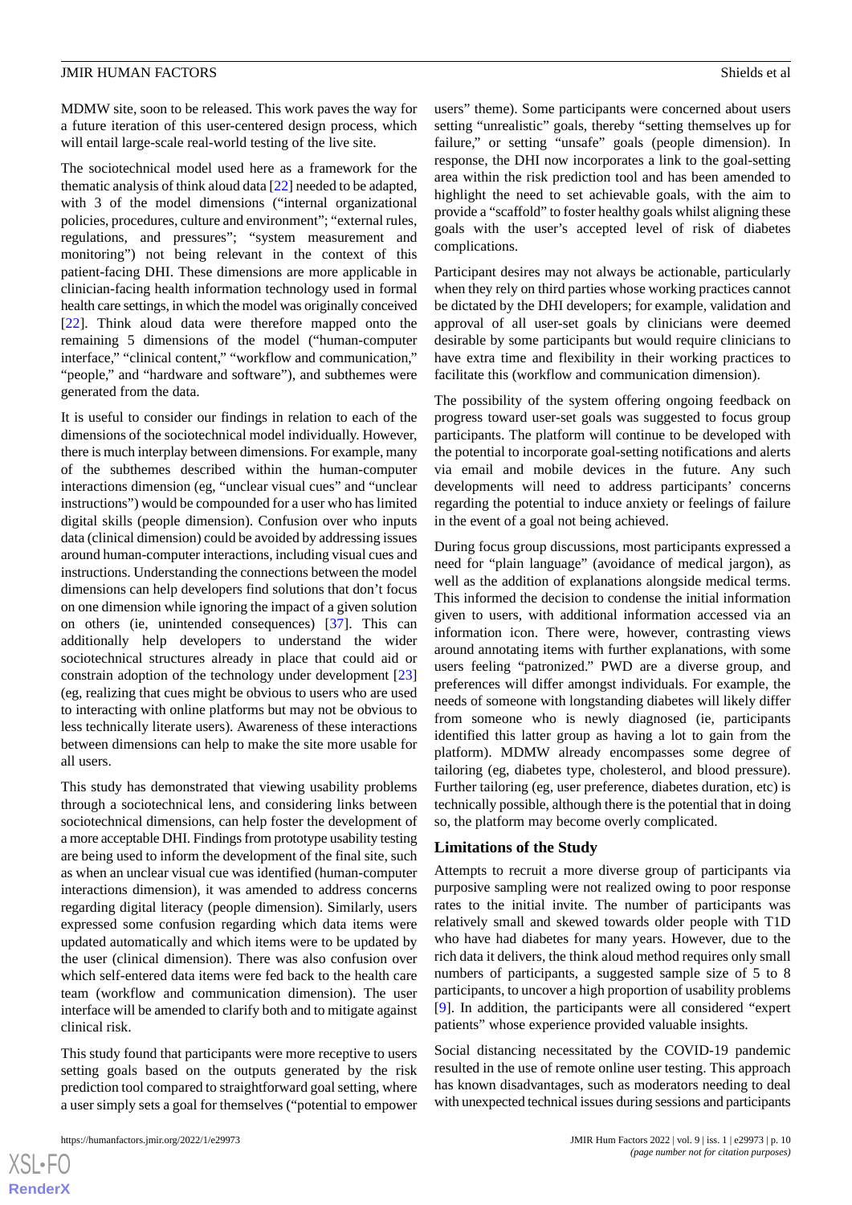MDMW site, soon to be released. This work paves the way for a future iteration of this user-centered design process, which will entail large-scale real-world testing of the live site.

The sociotechnical model used here as a framework for the thematic analysis of think aloud data [22] needed to be adapted, with 3 of the model dimensions ("internal organizational policies, procedures, culture and environment"; "external rules, regulations, and pressures"; "system measurement and monitoring") not being relevant in the context of this patient-facing DHI. These dimensions are more applicable in clinician-facing health information technology used in formal health care settings, in which the model was originally conceived [22]. Think aloud data were therefore mapped onto the remaining 5 dimensions of the model ("human-computer interface," "clinical content," "workflow and communication," "people," and "hardware and software"), and subthemes were generated from the data.

It is useful to consider our findings in relation to each of the dimensions of the sociotechnical model individually. However, there is much interplay between dimensions. For example, many of the subthemes described within the human-computer interactions dimension (eg, "unclear visual cues" and "unclear instructions") would be compounded for a user who has limited digital skills (people dimension). Confusion over who inputs data (clinical dimension) could be avoided by addressing issues around human-computer interactions, including visual cues and instructions. Understanding the connections between the model dimensions can help developers find solutions that don't focus on one dimension while ignoring the impact of a given solution on others (ie, unintended consequences) [37]. This can additionally help developers to understand the wider sociotechnical structures already in place that could aid or constrain adoption of the technology under development [23] (eg, realizing that cues might be obvious to users who are used to interacting with online platforms but may not be obvious to less technically literate users). Awareness of these interactions between dimensions can help to make the site more usable for all users.

This study has demonstrated that viewing usability problems through a sociotechnical lens, and considering links between sociotechnical dimensions, can help foster the development of a more acceptable DHI. Findings from prototype usability testing are being used to inform the development of the final site, such as when an unclear visual cue was identified (human-computer interactions dimension), it was amended to address concerns regarding digital literacy (people dimension). Similarly, users expressed some confusion regarding which data items were updated automatically and which items were to be updated by the user (clinical dimension). There was also confusion over which self-entered data items were fed back to the health care team (workflow and communication dimension). The user interface will be amended to clarify both and to mitigate against clinical risk.

This study found that participants were more receptive to users setting goals based on the outputs generated by the risk prediction tool compared to straightforward goal setting, where a user simply sets a goal for themselves ("potential to empower users" theme). Some participants were concerned about users setting "unrealistic" goals, thereby "setting themselves up for failure," or setting "unsafe" goals (people dimension). In response, the DHI now incorporates a link to the goal-setting area within the risk prediction tool and has been amended to highlight the need to set achievable goals, with the aim to provide a "scaffold" to foster healthy goals whilst aligning these goals with the user's accepted level of risk of diabetes complications.

Participant desires may not always be actionable, particularly when they rely on third parties whose working practices cannot be dictated by the DHI developers; for example, validation and approval of all user-set goals by clinicians were deemed desirable by some participants but would require clinicians to have extra time and flexibility in their working practices to facilitate this (workflow and communication dimension).

The possibility of the system offering ongoing feedback on progress toward user-set goals was suggested to focus group participants. The platform will continue to be developed with the potential to incorporate goal-setting notifications and alerts via email and mobile devices in the future. Any such developments will need to address participants' concerns regarding the potential to induce anxiety or feelings of failure in the event of a goal not being achieved.

During focus group discussions, most participants expressed a need for "plain language" (avoidance of medical jargon), as well as the addition of explanations alongside medical terms. This informed the decision to condense the initial information given to users, with additional information accessed via an information icon. There were, however, contrasting views around annotating items with further explanations, with some users feeling "patronized." PWD are a diverse group, and preferences will differ amongst individuals. For example, the needs of someone with longstanding diabetes will likely differ from someone who is newly diagnosed (ie, participants identified this latter group as having a lot to gain from the platform). MDMW already encompasses some degree of tailoring (eg, diabetes type, cholesterol, and blood pressure). Further tailoring (eg, user preference, diabetes duration, etc) is technically possible, although there is the potential that in doing so, the platform may become overly complicated.

## Limitations of the Study

Attempts to recruit a more diverse group of participants via purposive sampling were not realized owing to poor response rates to the initial invite. The number of participants was relatively small and skewed towards older people with T1D who have had diabetes for many years. However, due to the rich data it delivers, the think aloud method requires only small numbers of participants, a suggested sample size of 5 to 8 participants, to uncover a high proportion of usability problems [9]. In addition, the participants were all considered "expert patients" whose experience provided valuable insights.

Social distancing necessitated by the COVID-19 pandemic resulted in the use of remote online user testing. This approach has known disadvantages, such as moderators needing to deal with unexpected technical issues during sessions and participants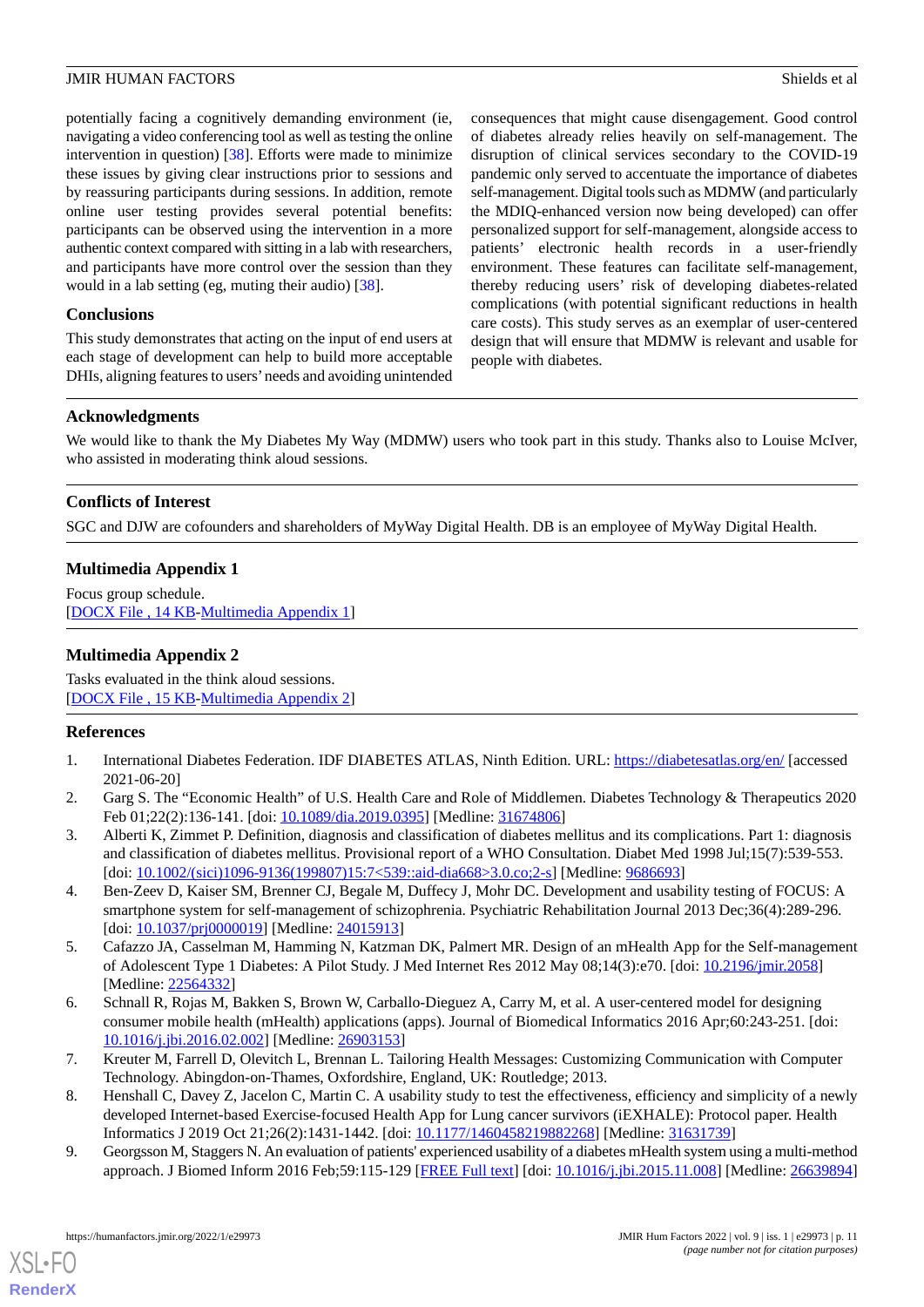potentially facing a cognitively demanding environment (ie, navigating a video conferencing tool as well as testing the online intervention in question) [38]. Efforts were made to minimize these issues by giving clear instructions prior to sessions and by reassuring participants during sessions. In addition, remote online user testing provides several potential benefits: participants can be observed using the intervention in a more authentic context compared with sitting in a lab with researchers, and participants have more control over the session than they would in a lab setting (eg, muting their audio) [38].

### Conclusions

This study demonstrates that acting on the input of end users at each stage of development can help to build more acceptable DHIs, aligning features to users' needs and avoiding unintended consequences that might cause disengagement. Good control of diabetes already relies heavily on self-management. The disruption of clinical services secondary to the COVID-19 pandemic only served to accentuate the importance of diabetes self-management. Digital tools such as MDMW (and particularly the MDIQ-enhanced version now being developed) can offer personalized support for self-management, alongside access to patients' electronic health records in a user-friendly environment. These features can facilitate self-management, thereby reducing users' risk of developing diabetes-related complications (with potential significant reductions in health care costs). This study serves as an exemplar of user-centered design that will ensure that MDMW is relevant and usable for people with diabetes.

## Acknowledgments

We would like to thank the My Diabetes My Way (MDMW) users who took part in this study. Thanks also to Louise McIver, who assisted in moderating think aloud sessions.

## Conflicts of Interest

SGC and DJW are cofounders and shareholders of MyWay Digital Health. DB is an employee of MyWay Digital Health.

## Multimedia Appendix 1

Focus group schedule.
[DOCX File , 14 KB-Multimedia Appendix 1]

## Multimedia Appendix 2

Tasks evaluated in the think aloud sessions.
[DOCX File , 15 KB-Multimedia Appendix 2]

## References

1. International Diabetes Federation. IDF DIABETES ATLAS, Ninth Edition. URL: https://diabetesatlas.org/en/ [accessed 2021-06-20]
2. Garg S. The "Economic Health" of U.S. Health Care and Role of Middlemen. Diabetes Technology & Therapeutics 2020 Feb 01;22(2):136-141. [doi: 10.1089/dia.2019.0395] [Medline: 31674806]
3. Alberti K, Zimmet P. Definition, diagnosis and classification of diabetes mellitus and its complications. Part 1: diagnosis and classification of diabetes mellitus. Provisional report of a WHO Consultation. Diabet Med 1998 Jul;15(7):539-553. [doi: 10.1002/(sici)1096-9136(199807)15:7<539::aid-dia668>3.0.co;2-s] [Medline: 9686693]
4. Ben-Zeev D, Kaiser SM, Brenner CJ, Begale M, Duffecy J, Mohr DC. Development and usability testing of FOCUS: A smartphone system for self-management of schizophrenia. Psychiatric Rehabilitation Journal 2013 Dec;36(4):289-296. [doi: 10.1037/prj0000019] [Medline: 24015913]
5. Cafazzo JA, Casselman M, Hamming N, Katzman DK, Palmert MR. Design of an mHealth App for the Self-management of Adolescent Type 1 Diabetes: A Pilot Study. J Med Internet Res 2012 May 08;14(3):e70. [doi: 10.2196/jmir.2058] [Medline: 22564332]
6. Schnall R, Rojas M, Bakken S, Brown W, Carballo-Dieguez A, Carry M, et al. A user-centered model for designing consumer mobile health (mHealth) applications (apps). Journal of Biomedical Informatics 2016 Apr;60:243-251. [doi: 10.1016/j.jbi.2016.02.002] [Medline: 26903153]
7. Kreuter M, Farrell D, Olevitch L, Brennan L. Tailoring Health Messages: Customizing Communication with Computer Technology. Abingdon-on-Thames, Oxfordshire, England, UK: Routledge; 2013.
8. Henshall C, Davey Z, Jacelon C, Martin C. A usability study to test the effectiveness, efficiency and simplicity of a newly developed Internet-based Exercise-focused Health App for Lung cancer survivors (iEXHALE): Protocol paper. Health Informatics J 2019 Oct 21;26(2):1431-1442. [doi: 10.1177/1460458219882268] [Medline: 31631739]
9. Georgsson M, Staggers N. An evaluation of patients' experienced usability of a diabetes mHealth system using a multi-method approach. J Biomed Inform 2016 Feb;59:115-129 [FREE Full text] [doi: 10.1016/j.jbi.2015.11.008] [Medline: 26639894]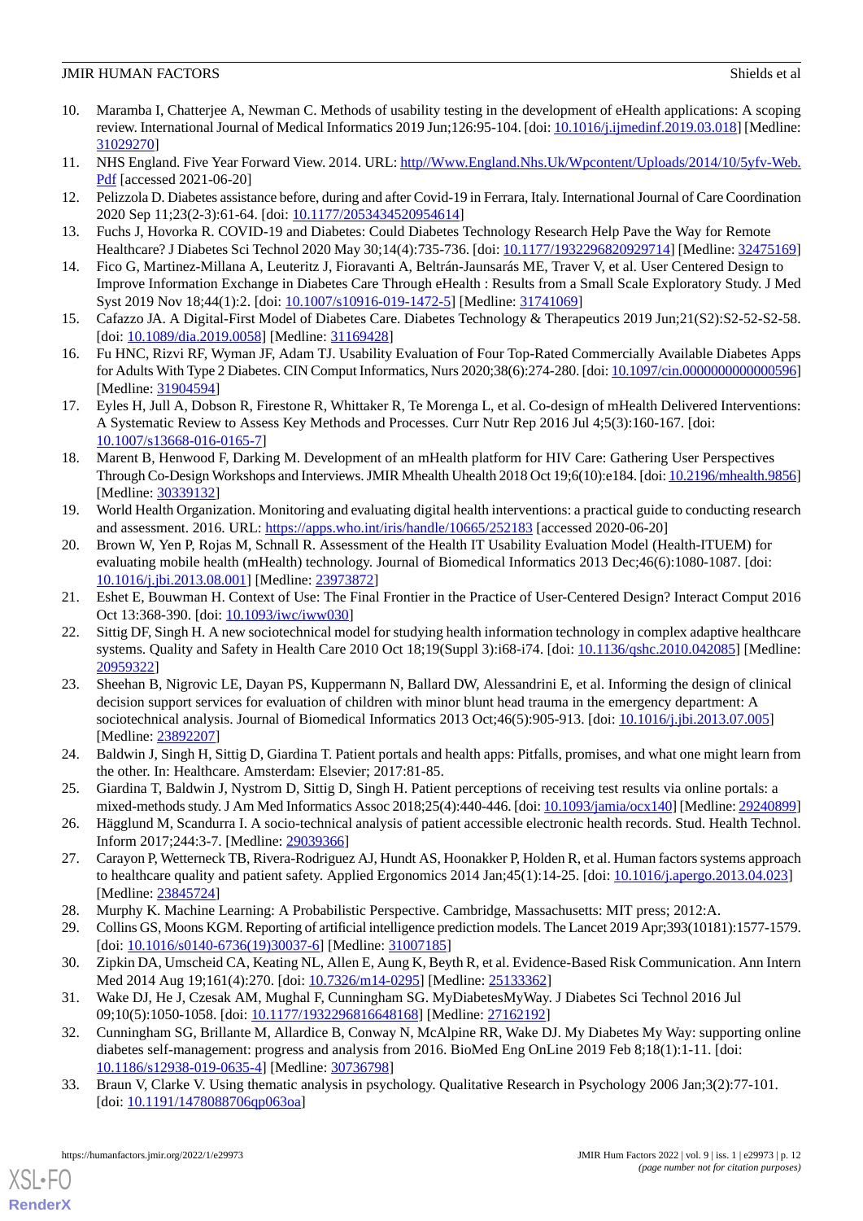10. Maramba I, Chatterjee A, Newman C. Methods of usability testing in the development of eHealth applications: A scoping review. International Journal of Medical Informatics 2019 Jun;126:95-104. [doi: 10.1016/j.ijmedinf.2019.03.018] [Medline: 31029270]
11. NHS England. Five Year Forward View. 2014. URL: http//Www.England.Nhs.Uk/Wpcontent/Uploads/2014/10/5yfv-Web.Pdf [accessed 2021-06-20]
12. Pelizzola D. Diabetes assistance before, during and after Covid-19 in Ferrara, Italy. International Journal of Care Coordination 2020 Sep 11;23(2-3):61-64. [doi: 10.1177/2053434520954614]
13. Fuchs J, Hovorka R. COVID-19 and Diabetes: Could Diabetes Technology Research Help Pave the Way for Remote Healthcare? J Diabetes Sci Technol 2020 May 30;14(4):735-736. [doi: 10.1177/1932296820929714] [Medline: 32475169]
14. Fico G, Martinez-Millana A, Leuteritz J, Fioravanti A, Beltrán-Jaunsarás ME, Traver V, et al. User Centered Design to Improve Information Exchange in Diabetes Care Through eHealth : Results from a Small Scale Exploratory Study. J Med Syst 2019 Nov 18;44(1):2. [doi: 10.1007/s10916-019-1472-5] [Medline: 31741069]
15. Cafazzo JA. A Digital-First Model of Diabetes Care. Diabetes Technology & Therapeutics 2019 Jun;21(S2):S2-52-S2-58. [doi: 10.1089/dia.2019.0058] [Medline: 31169428]
16. Fu HNC, Rizvi RF, Wyman JF, Adam TJ. Usability Evaluation of Four Top-Rated Commercially Available Diabetes Apps for Adults With Type 2 Diabetes. CIN Comput Informatics, Nurs 2020;38(6):274-280. [doi: 10.1097/cin.0000000000000596] [Medline: 31904594]
17. Eyles H, Jull A, Dobson R, Firestone R, Whittaker R, Te Morenga L, et al. Co-design of mHealth Delivered Interventions: A Systematic Review to Assess Key Methods and Processes. Curr Nutr Rep 2016 Jul 4;5(3):160-167. [doi: 10.1007/s13668-016-0165-7]
18. Marent B, Henwood F, Darking M. Development of an mHealth platform for HIV Care: Gathering User Perspectives Through Co-Design Workshops and Interviews. JMIR Mhealth Uhealth 2018 Oct 19;6(10):e184. [doi: 10.2196/mhealth.9856] [Medline: 30339132]
19. World Health Organization. Monitoring and evaluating digital health interventions: a practical guide to conducting research and assessment. 2016. URL: https://apps.who.int/iris/handle/10665/252183 [accessed 2020-06-20]
20. Brown W, Yen P, Rojas M, Schnall R. Assessment of the Health IT Usability Evaluation Model (Health-ITUEM) for evaluating mobile health (mHealth) technology. Journal of Biomedical Informatics 2013 Dec;46(6):1080-1087. [doi: 10.1016/j.jbi.2013.08.001] [Medline: 23973872]
21. Eshet E, Bouwman H. Context of Use: The Final Frontier in the Practice of User-Centered Design? Interact Comput 2016 Oct 13:368-390. [doi: 10.1093/iwc/iww030]
22. Sittig DF, Singh H. A new sociotechnical model for studying health information technology in complex adaptive healthcare systems. Quality and Safety in Health Care 2010 Oct 18;19(Suppl 3):i68-i74. [doi: 10.1136/qshc.2010.042085] [Medline: 20959322]
23. Sheehan B, Nigrovic LE, Dayan PS, Kuppermann N, Ballard DW, Alessandrini E, et al. Informing the design of clinical decision support services for evaluation of children with minor blunt head trauma in the emergency department: A sociotechnical analysis. Journal of Biomedical Informatics 2013 Oct;46(5):905-913. [doi: 10.1016/j.jbi.2013.07.005] [Medline: 23892207]
24. Baldwin J, Singh H, Sittig D, Giardina T. Patient portals and health apps: Pitfalls, promises, and what one might learn from the other. In: Healthcare. Amsterdam: Elsevier; 2017:81-85.
25. Giardina T, Baldwin J, Nystrom D, Sittig D, Singh H. Patient perceptions of receiving test results via online portals: a mixed-methods study. J Am Med Informatics Assoc 2018;25(4):440-446. [doi: 10.1093/jamia/ocx140] [Medline: 29240899]
26. Hägglund M, Scandurra I. A socio-technical analysis of patient accessible electronic health records. Stud. Health Technol. Inform 2017;244:3-7. [Medline: 29039366]
27. Carayon P, Wetterneck TB, Rivera-Rodriguez AJ, Hundt AS, Hoonakker P, Holden R, et al. Human factors systems approach to healthcare quality and patient safety. Applied Ergonomics 2014 Jan;45(1):14-25. [doi: 10.1016/j.apergo.2013.04.023] [Medline: 23845724]
28. Murphy K. Machine Learning: A Probabilistic Perspective. Cambridge, Massachusetts: MIT press; 2012:A.
29. Collins GS, Moons KGM. Reporting of artificial intelligence prediction models. The Lancet 2019 Apr;393(10181):1577-1579. [doi: 10.1016/s0140-6736(19)30037-6] [Medline: 31007185]
30. Zipkin DA, Umscheid CA, Keating NL, Allen E, Aung K, Beyth R, et al. Evidence-Based Risk Communication. Ann Intern Med 2014 Aug 19;161(4):270. [doi: 10.7326/m14-0295] [Medline: 25133362]
31. Wake DJ, He J, Czesak AM, Mughal F, Cunningham SG. MyDiabetesMyWay. J Diabetes Sci Technol 2016 Jul 09;10(5):1050-1058. [doi: 10.1177/1932296816648168] [Medline: 27162192]
32. Cunningham SG, Brillante M, Allardice B, Conway N, McAlpine RR, Wake DJ. My Diabetes My Way: supporting online diabetes self-management: progress and analysis from 2016. BioMed Eng OnLine 2019 Feb 8;18(1):1-11. [doi: 10.1186/s12938-019-0635-4] [Medline: 30736798]
33. Braun V, Clarke V. Using thematic analysis in psychology. Qualitative Research in Psychology 2006 Jan;3(2):77-101. [doi: 10.1191/1478088706qp063oa]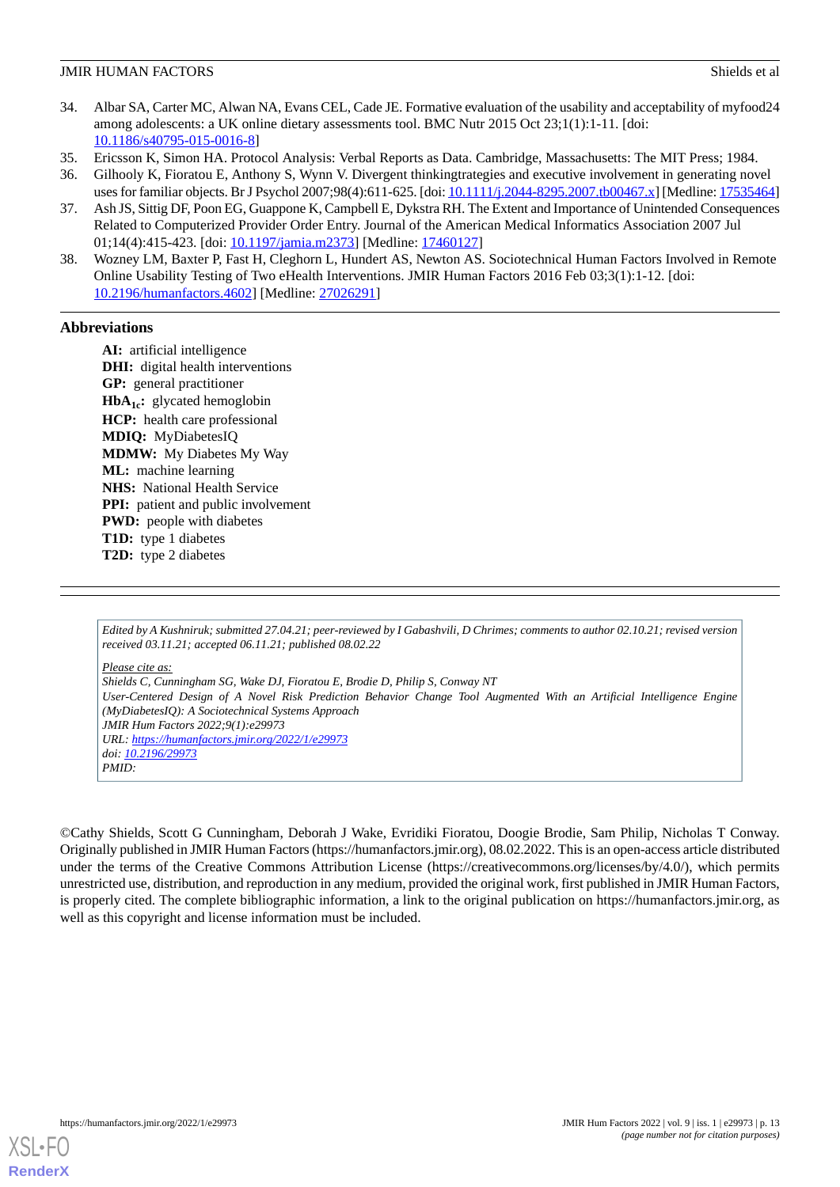34. Albar SA, Carter MC, Alwan NA, Evans CEL, Cade JE. Formative evaluation of the usability and acceptability of myfood24 among adolescents: a UK online dietary assessments tool. BMC Nutr 2015 Oct 23;1(1):1-11. [doi: 10.1186/s40795-015-0016-8]
35. Ericsson K, Simon HA. Protocol Analysis: Verbal Reports as Data. Cambridge, Massachusetts: The MIT Press; 1984.
36. Gilhooly K, Fioratou E, Anthony S, Wynn V. Divergent thinkingtrategies and executive involvement in generating novel uses for familiar objects. Br J Psychol 2007;98(4):611-625. [doi: 10.1111/j.2044-8295.2007.tb00467.x] [Medline: 17535464]
37. Ash JS, Sittig DF, Poon EG, Guappone K, Campbell E, Dykstra RH. The Extent and Importance of Unintended Consequences Related to Computerized Provider Order Entry. Journal of the American Medical Informatics Association 2007 Jul 01;14(4):415-423. [doi: 10.1197/jamia.m2373] [Medline: 17460127]
38. Wozney LM, Baxter P, Fast H, Cleghorn L, Hundert AS, Newton AS. Sociotechnical Human Factors Involved in Remote Online Usability Testing of Two eHealth Interventions. JMIR Human Factors 2016 Feb 03;3(1):1-12. [doi: 10.2196/humanfactors.4602] [Medline: 27026291]

## Abbreviations

**AI:** artificial intelligence
**DHI:** digital health interventions
**GP:** general practitioner
**$HbA_{1c}$:** glycated hemoglobin
**HCP:** health care professional
**MDIQ:** MyDiabetesIQ
**MDMW:** My Diabetes My Way
**ML:** machine learning
**NHS:** National Health Service
**PPI:** patient and public involvement
**PWD:** people with diabetes
**T1D:** type 1 diabetes
**T2D:** type 2 diabetes

*Edited by A Kushniruk; submitted 27.04.21; peer-reviewed by I Gabashvili, D Chrimes; comments to author 02.10.21; revised version received 03.11.21; accepted 06.11.21; published 08.02.22*

*Please cite as:*
*Shields C, Cunningham SG, Wake DJ, Fioratou E, Brodie D, Philip S, Conway NT*
*User-Centered Design of A Novel Risk Prediction Behavior Change Tool Augmented With an Artificial Intelligence Engine (MyDiabetesIQ): A Sociotechnical Systems Approach*
*JMIR Hum Factors 2022;9(1):e29973*
*URL: https://humanfactors.jmir.org/2022/1/e29973*
*doi: 10.2196/29973*
*PMID:*

©Cathy Shields, Scott G Cunningham, Deborah J Wake, Evridiki Fioratou, Doogie Brodie, Sam Philip, Nicholas T Conway. Originally published in JMIR Human Factors (https://humanfactors.jmir.org), 08.02.2022. This is an open-access article distributed under the terms of the Creative Commons Attribution License (https://creativecommons.org/licenses/by/4.0/), which permits unrestricted use, distribution, and reproduction in any medium, provided the original work, first published in JMIR Human Factors, is properly cited. The complete bibliographic information, a link to the original publication on https://humanfactors.jmir.org, as well as this copyright and license information must be included.